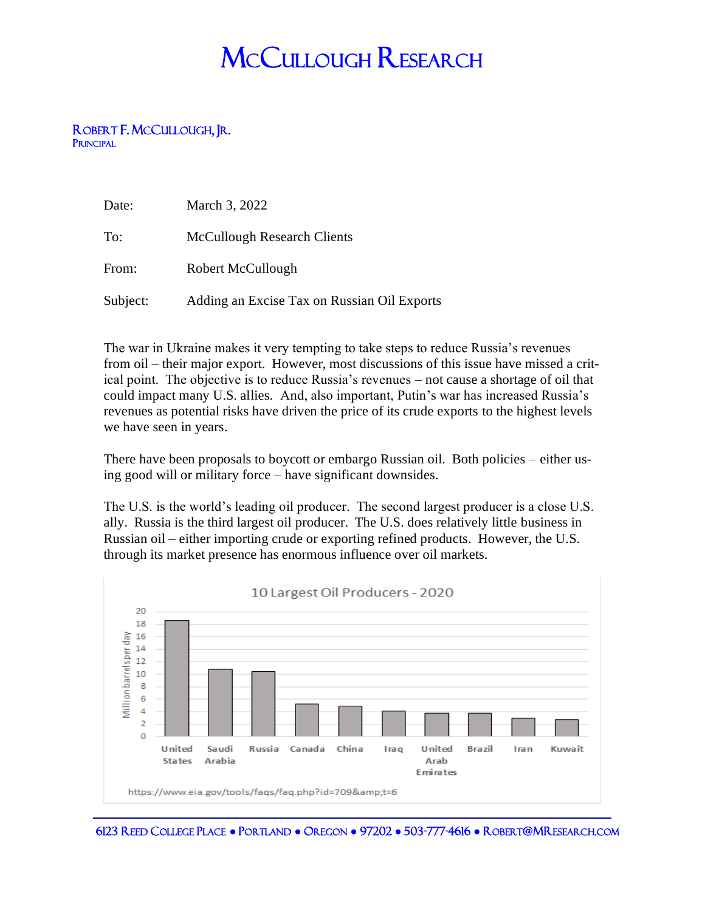# McCullough Research

**Robert F. McCullough, Jr.**
Principal

| | |
|---|---|
| Date: | March 3, 2022 |
| To: | McCullough Research Clients |
| From: | Robert McCullough |
| Subject: | Adding an Excise Tax on Russian Oil Exports |

The war in Ukraine makes it very tempting to take steps to reduce Russia's revenues from oil – their major export. However, most discussions of this issue have missed a critical point. The objective is to reduce Russia's revenues – not cause a shortage of oil that could impact many U.S. allies. And, also important, Putin's war has increased Russia's revenues as potential risks have driven the price of its crude exports to the highest levels we have seen in years.

There have been proposals to boycott or embargo Russian oil. Both policies – either using good will or military force – have significant downsides.

The U.S. is the world's leading oil producer. The second largest producer is a close U.S. ally. Russia is the third largest oil producer. The U.S. does relatively little business in Russian oil – either importing crude or exporting refined products. However, the U.S. through its market presence has enormous influence over oil markets.

**10 Largest Oil Producers - 2020**

https://www.eia.gov/tools/faqs/faq.php?id=709&amp;t=6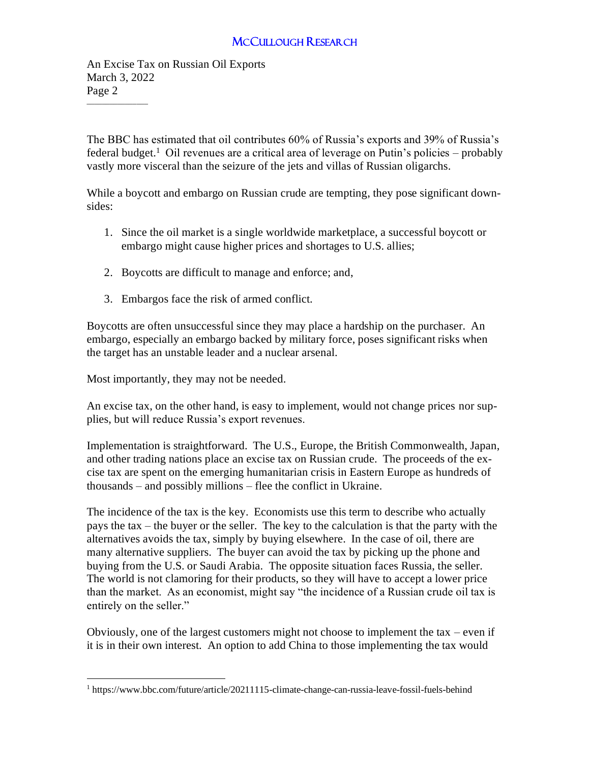The BBC has estimated that oil contributes 60% of Russia's exports and 39% of Russia's federal budget.[1] Oil revenues are a critical area of leverage on Putin's policies – probably vastly more visceral than the seizure of the jets and villas of Russian oligarchs.

While a boycott and embargo on Russian crude are tempting, they pose significant downsides:

1. Since the oil market is a single worldwide marketplace, a successful boycott or embargo might cause higher prices and shortages to U.S. allies;

2. Boycotts are difficult to manage and enforce; and,

3. Embargos face the risk of armed conflict.

Boycotts are often unsuccessful since they may place a hardship on the purchaser. An embargo, especially an embargo backed by military force, poses significant risks when the target has an unstable leader and a nuclear arsenal.

Most importantly, they may not be needed.

An excise tax, on the other hand, is easy to implement, would not change prices nor supplies, but will reduce Russia's export revenues.

Implementation is straightforward. The U.S., Europe, the British Commonwealth, Japan, and other trading nations place an excise tax on Russian crude. The proceeds of the excise tax are spent on the emerging humanitarian crisis in Eastern Europe as hundreds of thousands – and possibly millions – flee the conflict in Ukraine.

The incidence of the tax is the key. Economists use this term to describe who actually pays the tax – the buyer or the seller. The key to the calculation is that the party with the alternatives avoids the tax, simply by buying elsewhere. In the case of oil, there are many alternative suppliers. The buyer can avoid the tax by picking up the phone and buying from the U.S. or Saudi Arabia. The opposite situation faces Russia, the seller. The world is not clamoring for their products, so they will have to accept a lower price than the market. As an economist, might say "the incidence of a Russian crude oil tax is entirely on the seller."

Obviously, one of the largest customers might not choose to implement the tax – even if it is in their own interest. An option to add China to those implementing the tax would

[1] https://www.bbc.com/future/article/20211115-climate-change-can-russia-leave-fossil-fuels-behind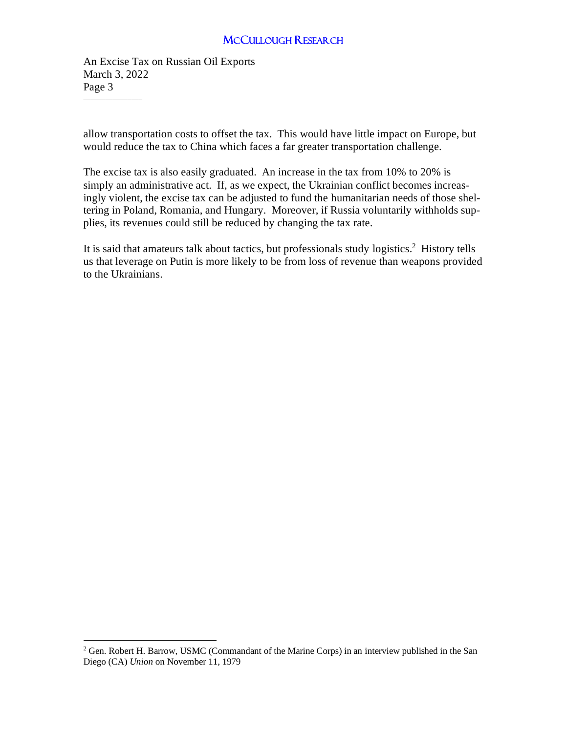allow transportation costs to offset the tax. This would have little impact on Europe, but would reduce the tax to China which faces a far greater transportation challenge.

The excise tax is also easily graduated. An increase in the tax from 10% to 20% is simply an administrative act. If, as we expect, the Ukrainian conflict becomes increasingly violent, the excise tax can be adjusted to fund the humanitarian needs of those sheltering in Poland, Romania, and Hungary. Moreover, if Russia voluntarily withholds supplies, its revenues could still be reduced by changing the tax rate.

It is said that amateurs talk about tactics, but professionals study logistics.[2] History tells us that leverage on Putin is more likely to be from loss of revenue than weapons provided to the Ukrainians.

---

[2] Gen. Robert H. Barrow, USMC (Commandant of the Marine Corps) in an interview published in the San Diego (CA) *Union* on November 11, 1979